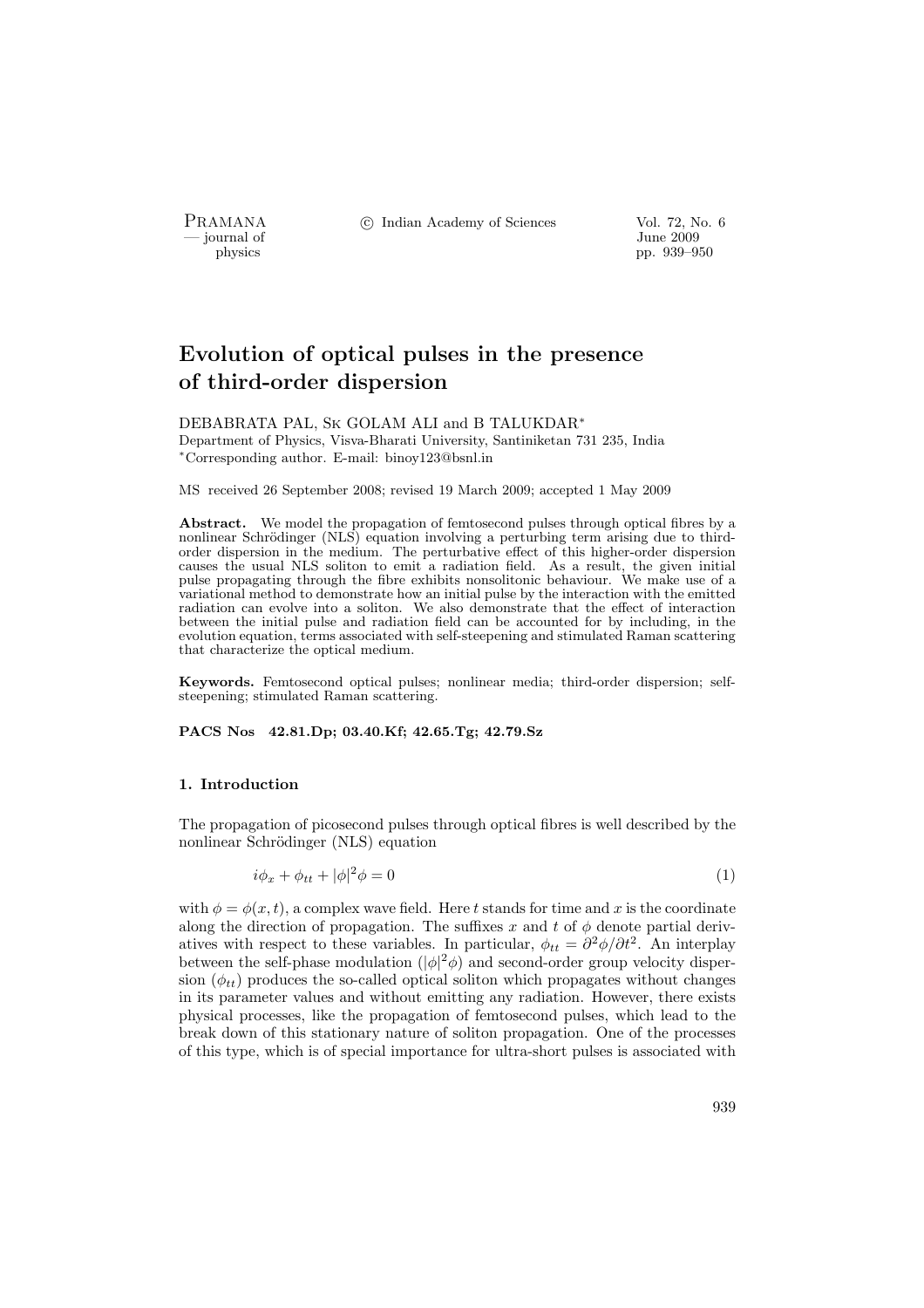# Evolution of optical pulses in the presence of third-order dispersion

DEBABRATA PAL, Sk GOLAM ALI and B TALUKDAR*

Department of Physics, Visva-Bharati University, Santiniketan 731 235, India

*Corresponding author. E-mail: binoy123@bsnl.in

MS received 26 September 2008; revised 19 March 2009; accepted 1 May 2009

**Abstract.** We model the propagation of femtosecond pulses through optical fibres by a nonlinear Schrödinger (NLS) equation involving a perturbing term arising due to third-order dispersion in the medium. The perturbative effect of this higher-order dispersion causes the usual NLS soliton to emit a radiation field. As a result, the given initial pulse propagating through the fibre exhibits nonsolitonic behaviour. We make use of a variational method to demonstrate how an initial pulse by the interaction with the emitted radiation can evolve into a soliton. We also demonstrate that the effect of interaction between the initial pulse and radiation field can be accounted for by including, in the evolution equation, terms associated with self-steepening and stimulated Raman scattering that characterize the optical medium.

**Keywords.** Femtosecond optical pulses; nonlinear media; third-order dispersion; self-steepening; stimulated Raman scattering.

**PACS Nos 42.81.Dp; 03.40.Kf; 42.65.Tg; 42.79.Sz**

## 1. Introduction

The propagation of picosecond pulses through optical fibres is well described by the nonlinear Schrödinger (NLS) equation

$$i\phi_x + \phi_{tt} + |\phi|^2\phi = 0 \tag{1}$$

with $\phi = \phi(x,t)$, a complex wave field. Here $t$ stands for time and $x$ is the coordinate along the direction of propagation. The suffixes $x$ and $t$ of $\phi$ denote partial derivatives with respect to these variables. In particular, $\phi_{tt} = \partial^2\phi/\partial t^2$. An interplay between the self-phase modulation ($|\phi|^2\phi$) and second-order group velocity dispersion ($\phi_{tt}$) produces the so-called optical soliton which propagate without changes in its parameter values and without emitting any radiation. However, there exists physical processes, like the propagation of femtosecond pulses, which lead to the break down of this stationary nature of soliton propagation. One of the processes of this type, which is of special importance for ultra-short pulses is associated with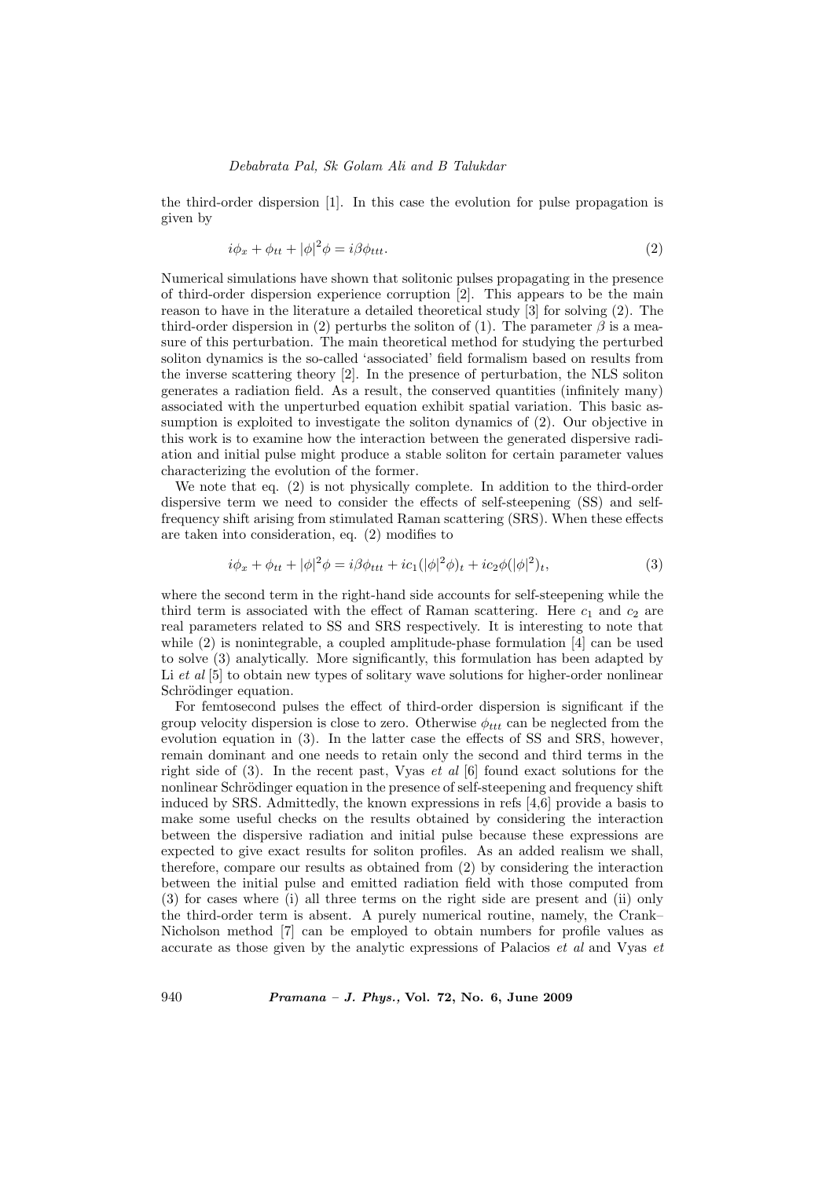the third-order dispersion [1]. In this case the evolution for pulse propagation is given by

$$i\phi_x + \phi_{tt} + |\phi|^2\phi = i\beta\phi_{ttt}. \tag{2}$$

Numerical simulations have shown that solitonic pulses propagating in the presence of third-order dispersion experience corruption [2]. This appears to be the main reason to have in the literature a detailed theoretical study [3] for solving (2). The third-order dispersion in (2) perturbs the soliton of (1). The parameter $\beta$ is a measure of this perturbation. The main theoretical method for studying the perturbed soliton dynamics is the so-called 'associated' field formalism based on results from the inverse scattering theory [2]. In the presence of perturbation, the NLS soliton generates a radiation field. As a result, the conserved quantities (infinitely many) associated with the unperturbed equation exhibit spatial variation. This basic assumption is exploited to investigate the soliton dynamics of (2). Our objective in this work is to examine how the interaction between the generated dispersive radiation and initial pulse might produce a stable soliton for certain parameter values characterizing the evolution of the former.

We note that eq. (2) is not physically complete. In addition to the third-order dispersive term we need to consider the effects of self-steepening (SS) and self-frequency shift arising from stimulated Raman scattering (SRS). When these effects are taken into consideration, eq. (2) modifies to

$$i\phi_x + \phi_{tt} + |\phi|^2\phi = i\beta\phi_{ttt} + ic_1(|\phi|^2\phi)_t + ic_2\phi(|\phi|^2)_t, \tag{3}$$

where the second term in the right-hand side accounts for self-steepening while the third term is associated with the effect of Raman scattering. Here $c_1$ and $c_2$ are real parameters related to SS and SRS respectively. It is interesting to note that while (2) is nonintegrable, a coupled amplitude-phase formulation [4] can be used to solve (3) analytically. More significantly, this formulation has been adapted by Li *et al* [5] to obtain new types of solitary wave solutions for higher-order nonlinear Schrödinger equation.

For femtosecond pulses the effect of third-order dispersion is significant if the group velocity dispersion is close to zero. Otherwise $\phi_{ttt}$ can be neglected from the evolution equation in (3). In the latter case the effects of SS and SRS, however, remain dominant and one needs to retain only the second and third terms in the right side of (3). In the recent past, Vyas *et al* [6] found exact solutions for the nonlinear Schrödinger equation in the presence of self-steepening and frequency shift induced by SRS. Admittedly, the known expressions in refs [4,6] provide a basis to make some useful checks on the results obtained by considering the interaction between the dispersive radiation and initial pulse because these expressions are expected to give exact results for soliton profiles. As an added realism we shall, therefore, compare our results as obtained from (2) by considering the interaction between the initial pulse and emitted radiation field with those computed from (3) for cases where (i) all three terms on the right side are present and (ii) only the third-order term is absent. A purely numerical routine, namely, the Crank–Nicholson method [7] can be employed to obtain numbers for profile values as accurate as those given by the analytic expressions of Palacios *et al* and Vyas *et*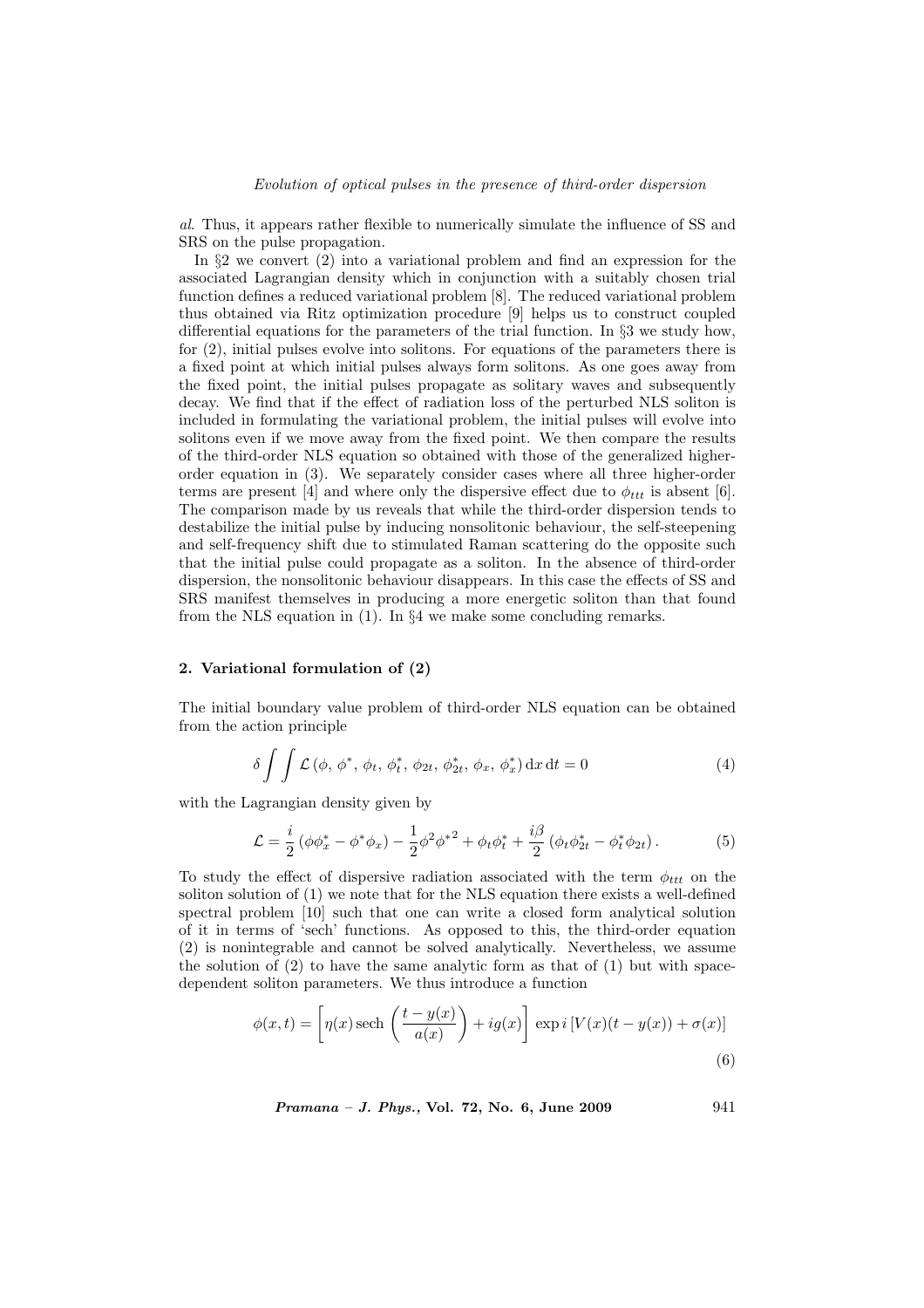*al*. Thus, it appears rather flexible to numerically simulate the influence of SS and SRS on the pulse propagation.

In §2 we convert (2) into a variational problem and find an expression for the associated Lagrangian density which in conjunction with a suitably chosen trial function defines a reduced variational problem [8]. The reduced variational problem thus obtained via Ritz optimization procedure [9] helps us to construct coupled differential equations for the parameters of the trial function. In §3 we study how, for (2), initial pulses evolve into solitons. For equations of the parameters there is a fixed point at which initial pulses always form solitons. As one goes away from the fixed point, the initial pulses propagate as solitary waves and subsequently decay. We find that if the effect of radiation loss of the perturbed NLS soliton is included in formulating the variational problem, the initial pulses will evolve into solitons even if we move away from the fixed point. We then compare the results of the third-order NLS equation so obtained with those of the generalized higher-order equation in (3). We separately consider cases where all three higher-order terms are present [4] and where only the dispersive effect due to $\phi_{ttt}$ is absent [6]. The comparison made by us reveals that while the third-order dispersion tends to destabilize the initial pulse by inducing nonsolitonic behaviour, the self-steepening and self-frequency shift due to stimulated Raman scattering do the opposite such that the initial pulse could propagate as a soliton. In the absence of third-order dispersion, the nonsolitonic behaviour disappears. In this case the effects of SS and SRS manifest themselves in producing a more energetic soliton than that found from the NLS equation in (1). In §4 we make some concluding remarks.

## 2. Variational formulation of (2)

The initial boundary value problem of third-order NLS equation can be obtained from the action principle

$$\delta \int \int \mathcal{L}\left(\phi,\, \phi^*,\, \phi_t,\, \phi_t^*,\, \phi_{2t},\, \phi_{2t}^*,\, \phi_x,\, \phi_x^*\right) \mathrm{d}x\, \mathrm{d}t = 0 \tag{4}$$

with the Lagrangian density given by

$$\mathcal{L} = \frac{i}{2}\left(\phi\phi_x^* - \phi^*\phi_x\right) - \frac{1}{2}\phi^2\phi^{*2} + \phi_t\phi_t^* + \frac{i\beta}{2}\left(\phi_t\phi_{2t}^* - \phi_t^*\phi_{2t}\right). \tag{5}$$

To study the effect of dispersive radiation associated with the term $\phi_{ttt}$ on the soliton solution of (1) we note that for the NLS equation there exists a well-defined spectral problem [10] such that one can write a closed form analytical solution of it in terms of 'sech' functions. As opposed to this, the third-order equation (2) is nonintegrable and cannot be solved analytically. Nevertheless, we assume the solution of (2) to have the same analytic form as that of (1) but with space-dependent soliton parameters. We thus introduce a function

$$\phi(x,t) = \left[\eta(x)\,\mathrm{sech}\left(\frac{t-y(x)}{a(x)}\right) + ig(x)\right] \exp i\left[V(x)(t-y(x)) + \sigma(x)\right] \tag{6}$$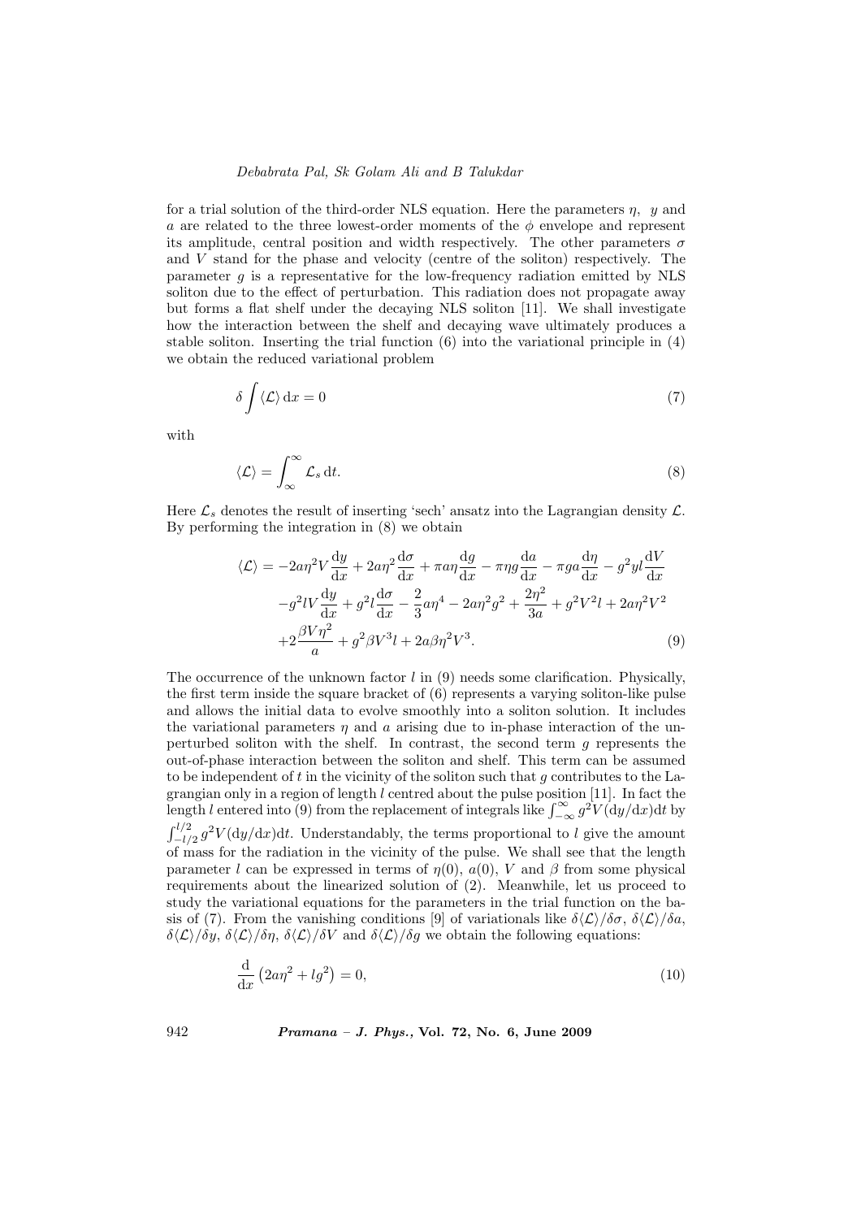for a trial solution of the third-order NLS equation. Here the parameters $\eta$, $y$ and $a$ are related to the three lowest-order moments of the $\phi$ envelope and represent its amplitude, central position and width respectively. The other parameters $\sigma$ and $V$ stand for the phase and velocity (centre of the soliton) respectively. The parameter $g$ is a representative for the low-frequency radiation emitted by NLS soliton due to the effect of perturbation. This radiation does not propagate away but forms a flat shelf under the decaying NLS soliton [11]. We shall investigate how the interaction between the shelf and decaying wave ultimately produces a stable soliton. Inserting the trial function (6) into the variational principle in (4) we obtain the reduced variational problem

$$\delta \int \langle \mathcal{L} \rangle \, \mathrm{d}x = 0 \tag{7}$$

with

$$\langle \mathcal{L} \rangle = \int_{\infty}^{\infty} \mathcal{L}_s \, \mathrm{d}t. \tag{8}$$

Here $\mathcal{L}_s$ denotes the result of inserting 'sech' ansatz into the Lagrangian density $\mathcal{L}$. By performing the integration in (8) we obtain

$$\begin{aligned}\langle \mathcal{L} \rangle = & -2a\eta^2 V \frac{\mathrm{d}y}{\mathrm{d}x} + 2a\eta^2 \frac{\mathrm{d}\sigma}{\mathrm{d}x} + \pi a\eta \frac{\mathrm{d}g}{\mathrm{d}x} - \pi \eta g \frac{\mathrm{d}a}{\mathrm{d}x} - \pi g a \frac{\mathrm{d}\eta}{\mathrm{d}x} - g^2 y l \frac{\mathrm{d}V}{\mathrm{d}x} \\ & - g^2 l V \frac{\mathrm{d}y}{\mathrm{d}x} + g^2 l \frac{\mathrm{d}\sigma}{\mathrm{d}x} - \frac{2}{3} a\eta^4 - 2a\eta^2 g^2 + \frac{2\eta^2}{3a} + g^2 V^2 l + 2a\eta^2 V^2 \\ & + 2\frac{\beta V \eta^2}{a} + g^2 \beta V^3 l + 2a\beta\eta^2 V^3. \end{aligned} \tag{9}$$

The occurrence of the unknown factor $l$ in (9) needs some clarification. Physically, the first term inside the square bracket of (6) represents a varying soliton-like pulse and allows the initial data to evolve smoothly into a soliton solution. It includes the variational parameters $\eta$ and $a$ arising due to in-phase interaction of the unperturbed soliton with the shelf. In contrast, the second term $g$ represents the out-of-phase interaction between the soliton and shelf. This term can be assumed to be independent of $t$ in the vicinity of the soliton such that $g$ contributes to the Lagrangian only in a region of length $l$ centred about the pulse position [11]. In fact the length $l$ entered into (9) from the replacement of integrals like $\int_{-\infty}^{\infty} g^2 V (\mathrm{d}y/\mathrm{d}x) \mathrm{d}t$ by $\int_{-l/2}^{l/2} g^2 V (\mathrm{d}y/\mathrm{d}x) \mathrm{d}t$. Understandably, the terms proportional to $l$ give the amount of mass for the radiation in the vicinity of the pulse. We shall see that the length parameter $l$ can be expressed in terms of $\eta(0)$, $a(0)$, $V$ and $\beta$ from some physical requirements about the linearized solution of (2). Meanwhile, let us proceed to study the variational equations for the parameters in the trial function on the basis of (7). From the vanishing conditions [9] of variationals like $\delta\langle \mathcal{L} \rangle / \delta\sigma$, $\delta\langle \mathcal{L} \rangle / \delta a$, $\delta\langle \mathcal{L} \rangle / \delta y$, $\delta\langle \mathcal{L} \rangle / \delta \eta$, $\delta\langle \mathcal{L} \rangle / \delta V$ and $\delta\langle \mathcal{L} \rangle / \delta g$ we obtain the following equations:

$$\frac{\mathrm{d}}{\mathrm{d}x} \left( 2a\eta^2 + l g^2 \right) = 0, \tag{10}$$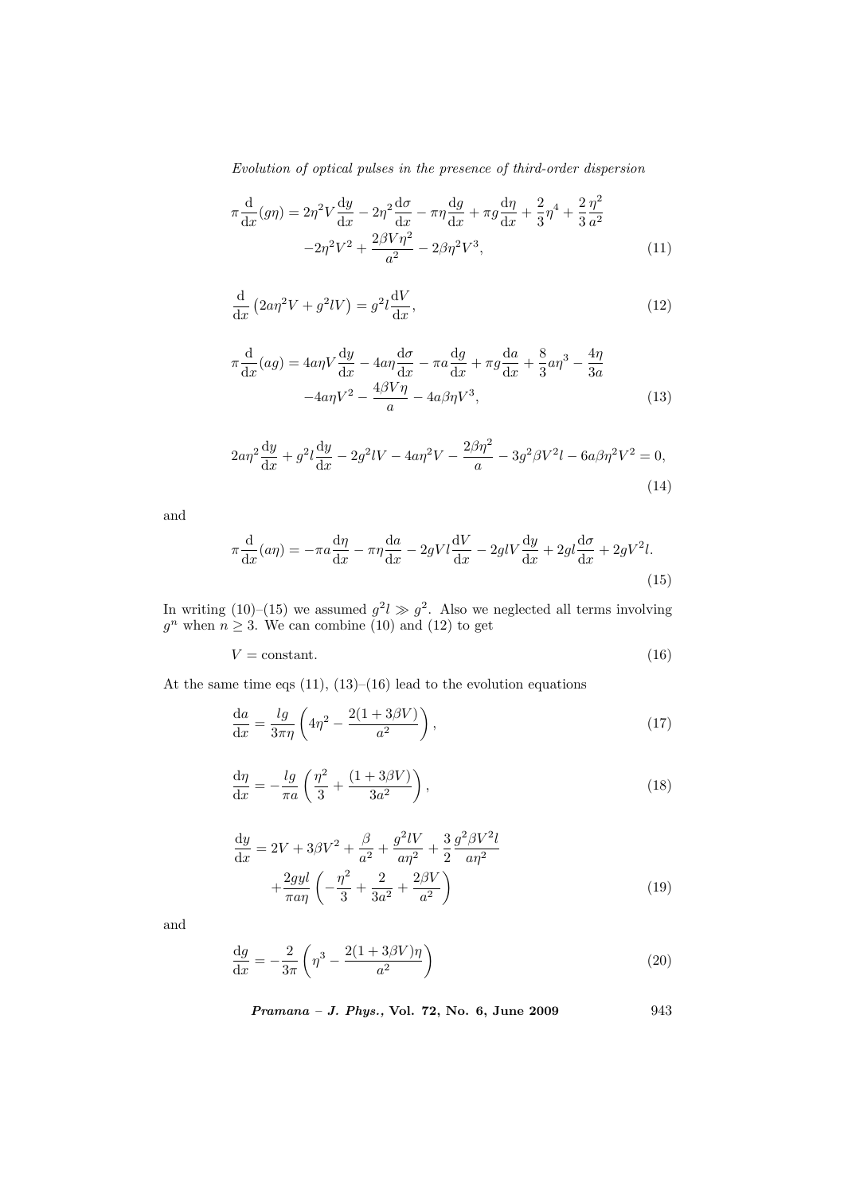$$\pi\frac{\mathrm{d}}{\mathrm{d}x}(g\eta) = 2\eta^2 V\frac{\mathrm{d}y}{\mathrm{d}x} - 2\eta^2\frac{\mathrm{d}\sigma}{\mathrm{d}x} - \pi\eta\frac{\mathrm{d}g}{\mathrm{d}x} + \pi g\frac{\mathrm{d}\eta}{\mathrm{d}x} + \frac{2}{3}\eta^4 + \frac{2}{3}\frac{\eta^2}{a^2}$$
$$-2\eta^2 V^2 + \frac{2\beta V\eta^2}{a^2} - 2\beta\eta^2 V^3, \tag{11}$$

$$\frac{\mathrm{d}}{\mathrm{d}x}\left(2a\eta^2 V + g^2 lV\right) = g^2 l\frac{\mathrm{d}V}{\mathrm{d}x}, \tag{12}$$

$$\pi\frac{\mathrm{d}}{\mathrm{d}x}(ag) = 4a\eta V\frac{\mathrm{d}y}{\mathrm{d}x} - 4a\eta\frac{\mathrm{d}\sigma}{\mathrm{d}x} - \pi a\frac{\mathrm{d}g}{\mathrm{d}x} + \pi g\frac{\mathrm{d}a}{\mathrm{d}x} + \frac{8}{3}a\eta^3 - \frac{4\eta}{3a}$$
$$-4a\eta V^2 - \frac{4\beta V\eta}{a} - 4a\beta\eta V^3, \tag{13}$$

$$2a\eta^2\frac{\mathrm{d}y}{\mathrm{d}x} + g^2 l\frac{\mathrm{d}y}{\mathrm{d}x} - 2g^2 lV - 4a\eta^2 V - \frac{2\beta\eta^2}{a} - 3g^2\beta V^2 l - 6a\beta\eta^2 V^2 = 0, \tag{14}$$

and

$$\pi\frac{\mathrm{d}}{\mathrm{d}x}(a\eta) = -\pi a\frac{\mathrm{d}\eta}{\mathrm{d}x} - \pi\eta\frac{\mathrm{d}a}{\mathrm{d}x} - 2gVl\frac{\mathrm{d}V}{\mathrm{d}x} - 2glV\frac{\mathrm{d}y}{\mathrm{d}x} + 2gl\frac{\mathrm{d}\sigma}{\mathrm{d}x} + 2gV^2 l. \tag{15}$$

In writing (10)–(15) we assumed $g^2 l \gg g^2$. Also we neglected all terms involving $g^n$ when $n \geq 3$. We can combine (10) and (12) to get

$$V = \text{constant}. \tag{16}$$

At the same time eqs (11), (13)–(16) lead to the evolution equations

$$\frac{\mathrm{d}a}{\mathrm{d}x} = \frac{lg}{3\pi\eta}\left(4\eta^2 - \frac{2(1+3\beta V)}{a^2}\right), \tag{17}$$

$$\frac{\mathrm{d}\eta}{\mathrm{d}x} = -\frac{lg}{\pi a}\left(\frac{\eta^2}{3} + \frac{(1+3\beta V)}{3a^2}\right), \tag{18}$$

$$\frac{\mathrm{d}y}{\mathrm{d}x} = 2V + 3\beta V^2 + \frac{\beta}{a^2} + \frac{g^2 lV}{a\eta^2} + \frac{3}{2}\frac{g^2\beta V^2 l}{a\eta^2}$$
$$+\frac{2gyl}{\pi a\eta}\left(-\frac{\eta^2}{3} + \frac{2}{3a^2} + \frac{2\beta V}{a^2}\right) \tag{19}$$

and

$$\frac{\mathrm{d}g}{\mathrm{d}x} = -\frac{2}{3\pi}\left(\eta^3 - \frac{2(1+3\beta V)\eta}{a^2}\right) \tag{20}$$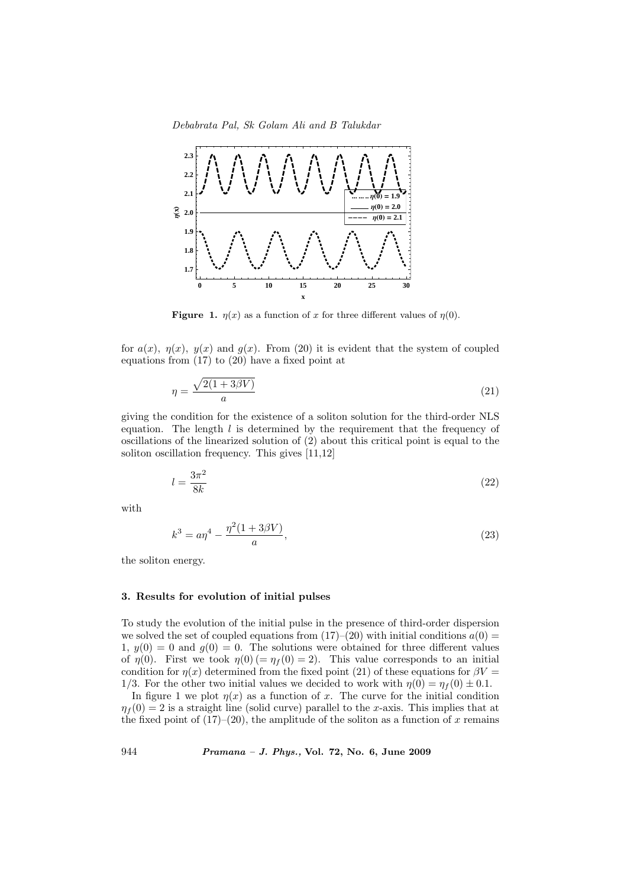**Figure 1.** $\eta(x)$ as a function of $x$ for three different values of $\eta(0)$.

for $a(x)$, $\eta(x)$, $y(x)$ and $g(x)$. From (20) it is evident that the system of coupled equations from (17) to (20) have a fixed point at

$$\eta = \frac{\sqrt{2(1+3\beta V)}}{a} \tag{21}$$

giving the condition for the existence of a soliton solution for the third-order NLS equation. The length $l$ is determined by the requirement that the frequency of oscillations of the linearized solution of (2) about this critical point is equal to the soliton oscillation frequency. This gives [11,12]

$$l = \frac{3\pi^2}{8k} \tag{22}$$

with

$$k^3 = a\eta^4 - \frac{\eta^2(1+3\beta V)}{a}, \tag{23}$$

the soliton energy.

### 3. Results for evolution of initial pulses

To study the evolution of the initial pulse in the presence of third-order dispersion we solved the set of coupled equations from (17)–(20) with initial conditions $a(0) = 1$, $y(0) = 0$ and $g(0) = 0$. The solutions were obtained for three different values of $\eta(0)$. First we took $\eta(0)\,(=\eta_f(0) = 2)$. This value corresponds to an initial condition for $\eta(x)$ determined from the fixed point (21) of these equations for $\beta V = 1/3$. For the other two initial values we decided to work with $\eta(0) = \eta_f(0) \pm 0.1$.

In figure 1 we plot $\eta(x)$ as a function of $x$. The curve for the initial condition $\eta_f(0) = 2$ is a straight line (solid curve) parallel to the $x$-axis. This implies that at the fixed point of (17)–(20), the amplitude of the soliton as a function of $x$ remains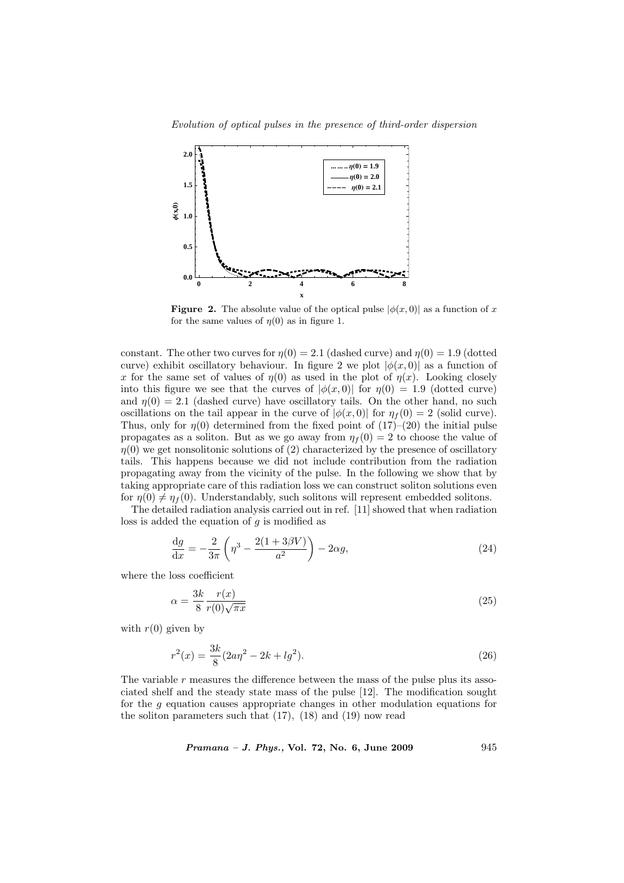**Figure 2.** The absolute value of the optical pulse $|\phi(x,0)|$ as a function of $x$ for the same values of $\eta(0)$ as in figure 1.

constant. The other two curves for $\eta(0) = 2.1$ (dashed curve) and $\eta(0) = 1.9$ (dotted curve) exhibit oscillatory behaviour. In figure 2 we plot $|\phi(x,0)|$ as a function of $x$ for the same set of values of $\eta(0)$ as used in the plot of $\eta(x)$. Looking closely into this figure we see that the curves of $|\phi(x,0)|$ for $\eta(0) = 1.9$ (dotted curve) and $\eta(0) = 2.1$ (dashed curve) have oscillatory tails. On the other hand, no such oscillations on the tail appear in the curve of $|\phi(x,0)|$ for $\eta_f(0) = 2$ (solid curve). Thus, only for $\eta(0)$ determined from the fixed point of (17)–(20) the initial pulse propagates as a soliton. But as we go away from $\eta_f(0) = 2$ to choose the value of $\eta(0)$ we get nonsolitonic solutions of (2) characterized by the presence of oscillatory tails. This happens because we did not include contribution from the radiation propagating away from the vicinity of the pulse. In the following we show that by taking appropriate care of this radiation loss we can construct soliton solutions even for $\eta(0) \neq \eta_f(0)$. Understandably, such solitons will represent embedded solitons.

The detailed radiation analysis carried out in ref. [11] showed that when radiation loss is added the equation of $g$ is modified as

$$\frac{\mathrm{d}g}{\mathrm{d}x} = -\frac{2}{3\pi}\left(\eta^3 - \frac{2(1+3\beta V)}{a^2}\right) - 2\alpha g, \tag{24}$$

where the loss coefficient

$$\alpha = \frac{3k}{8}\frac{r(x)}{r(0)\sqrt{\pi x}} \tag{25}$$

with $r(0)$ given by

$$r^2(x) = \frac{3k}{8}(2a\eta^2 - 2k + lg^2). \tag{26}$$

The variable $r$ measures the difference between the mass of the pulse plus its associated shelf and the steady state mass of the pulse [12]. The modification sought for the $g$ equation causes appropriate changes in other modulation equations for the soliton parameters such that (17), (18) and (19) now read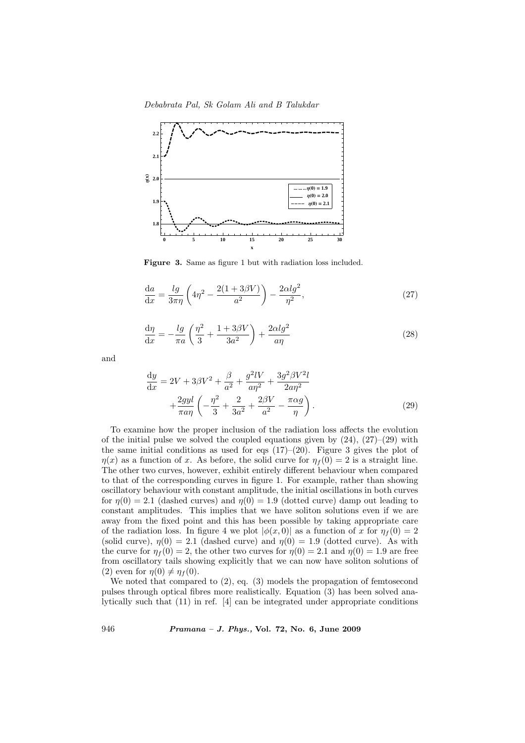**Figure 3.** Same as figure 1 but with radiation loss included.

$$\frac{\mathrm{d}a}{\mathrm{d}x} = \frac{lg}{3\pi\eta}\left(4\eta^2 - \frac{2(1+3\beta V)}{a^2}\right) - \frac{2\alpha l g^2}{\eta^2}, \tag{27}$$

$$\frac{\mathrm{d}\eta}{\mathrm{d}x} = -\frac{lg}{\pi a}\left(\frac{\eta^2}{3} + \frac{1+3\beta V}{3a^2}\right) + \frac{2\alpha l g^2}{a\eta} \tag{28}$$

and

$$\frac{\mathrm{d}y}{\mathrm{d}x} = 2V + 3\beta V^2 + \frac{\beta}{a^2} + \frac{g^2 l V}{a\eta^2} + \frac{3g^2\beta V^2 l}{2a\eta^2} + \frac{2gyl}{\pi a\eta}\left(-\frac{\eta^2}{3} + \frac{2}{3a^2} + \frac{2\beta V}{a^2} - \frac{\pi\alpha g}{\eta}\right). \tag{29}$$

To examine how the proper inclusion of the radiation loss affects the evolution of the initial pulse we solved the coupled equations given by (24), (27)–(29) with the same initial conditions as used for eqs (17)–(20). Figure 3 gives the plot of $\eta(x)$ as a function of $x$. As before, the solid curve for $\eta_f(0) = 2$ is a straight line. The other two curves, however, exhibit entirely different behaviour when compared to that of the corresponding curves in figure 1. For example, rather than showing oscillatory behaviour with constant amplitude, the initial oscillations in both curves for $\eta(0) = 2.1$ (dashed curves) and $\eta(0) = 1.9$ (dotted curve) damp out leading to constant amplitudes. This implies that we have soliton solutions even if we are away from the fixed point and this has been possible by taking appropriate care of the radiation loss. In figure 4 we plot $|\phi(x, 0)|$ as a function of $x$ for $\eta_f(0) = 2$ (solid curve), $\eta(0) = 2.1$ (dashed curve) and $\eta(0) = 1.9$ (dotted curve). As with the curve for $\eta_f(0) = 2$, the other two curves for $\eta(0) = 2.1$ and $\eta(0) = 1.9$ are free from oscillatory tails showing explicitly that we can now have soliton solutions of (2) even for $\eta(0) \neq \eta_f(0)$.

We noted that compared to (2), eq. (3) models the propagation of femtosecond pulses through optical fibres more realistically. Equation (3) has been solved analytically such that (11) in ref. [4] can be integrated under appropriate conditions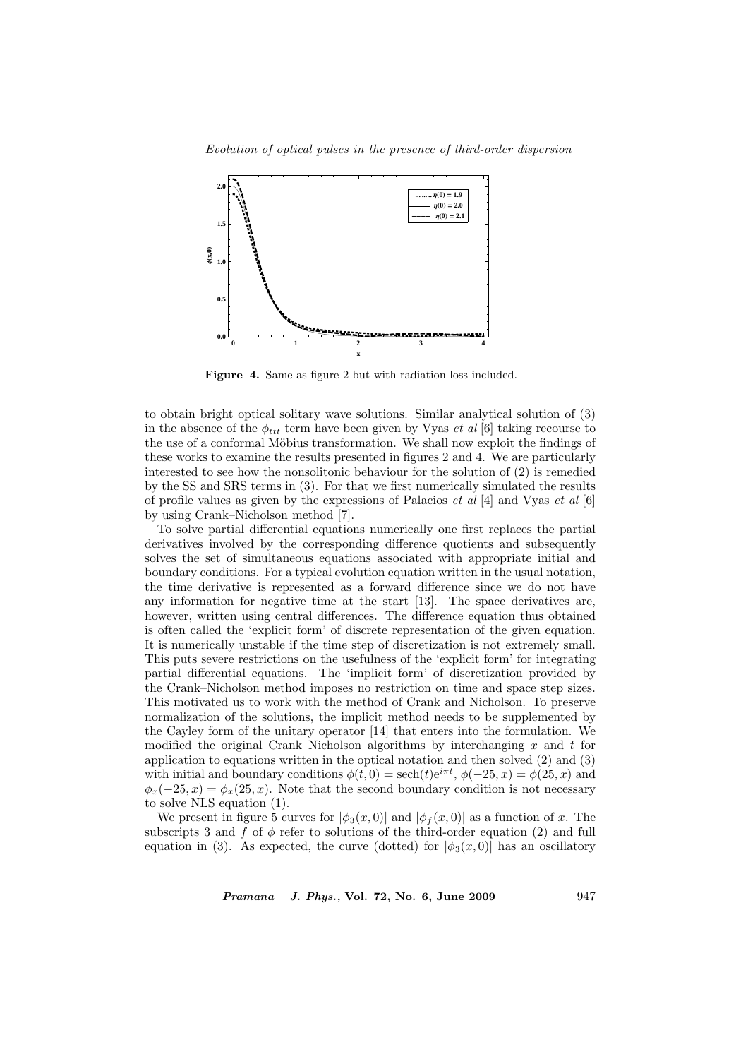**Figure 4.** Same as figure 2 but with radiation loss included.

to obtain bright optical solitary wave solutions. Similar analytical solution of (3) in the absence of the $\phi_{ttt}$ term have been given by Vyas *et al* [6] taking recourse to the use of a conformal Möbius transformation. We shall now exploit the findings of these works to examine the results presented in figures 2 and 4. We are particularly interested to see how the nonsolitonic behaviour for the solution of (2) is remedied by the SS and SRS terms in (3). For that we first numerically simulated the results of profile values as given by the expressions of Palacios *et al* [4] and Vyas *et al* [6] by using Crank–Nicholson method [7].

To solve partial differential equations numerically one first replaces the partial derivatives involved by the corresponding difference quotients and subsequently solves the set of simultaneous equations associated with appropriate initial and boundary conditions. For a typical evolution equation written in the usual notation, the time derivative is represented as a forward difference since we do not have any information for negative time at the start [13]. The space derivatives are, however, written using central differences. The difference equation thus obtained is often called the 'explicit form' of discrete representation of the given equation. It is numerically unstable if the time step of discretization is not extremely small. This puts severe restrictions on the usefulness of the 'explicit form' for integrating partial differential equations. The 'implicit form' of discretization provided by the Crank–Nicholson method imposes no restriction on time and space step sizes. This motivated us to work with the method of Crank and Nicholson. To preserve normalization of the solutions, the implicit method needs to be supplemented by the Cayley form of the unitary operator [14] that enters into the formulation. We modified the original Crank–Nicholson algorithms by interchanging $x$ and $t$ for application to equations written in the optical notation and then solved (2) and (3) with initial and boundary conditions $\phi(t, 0) = \text{sech}(t)\text{e}^{i\pi t}$, $\phi(-25, x) = \phi(25, x)$ and $\phi_x(-25, x) = \phi_x(25, x)$. Note that the second boundary condition is not necessary to solve NLS equation (1).

We present in figure 5 curves for $|\phi_3(x, 0)|$ and $|\phi_f(x, 0)|$ as a function of $x$. The subscripts 3 and $f$ of $\phi$ refer to solutions of the third-order equation (2) and full equation in (3). As expected, the curve (dotted) for $|\phi_3(x, 0)|$ has an oscillatory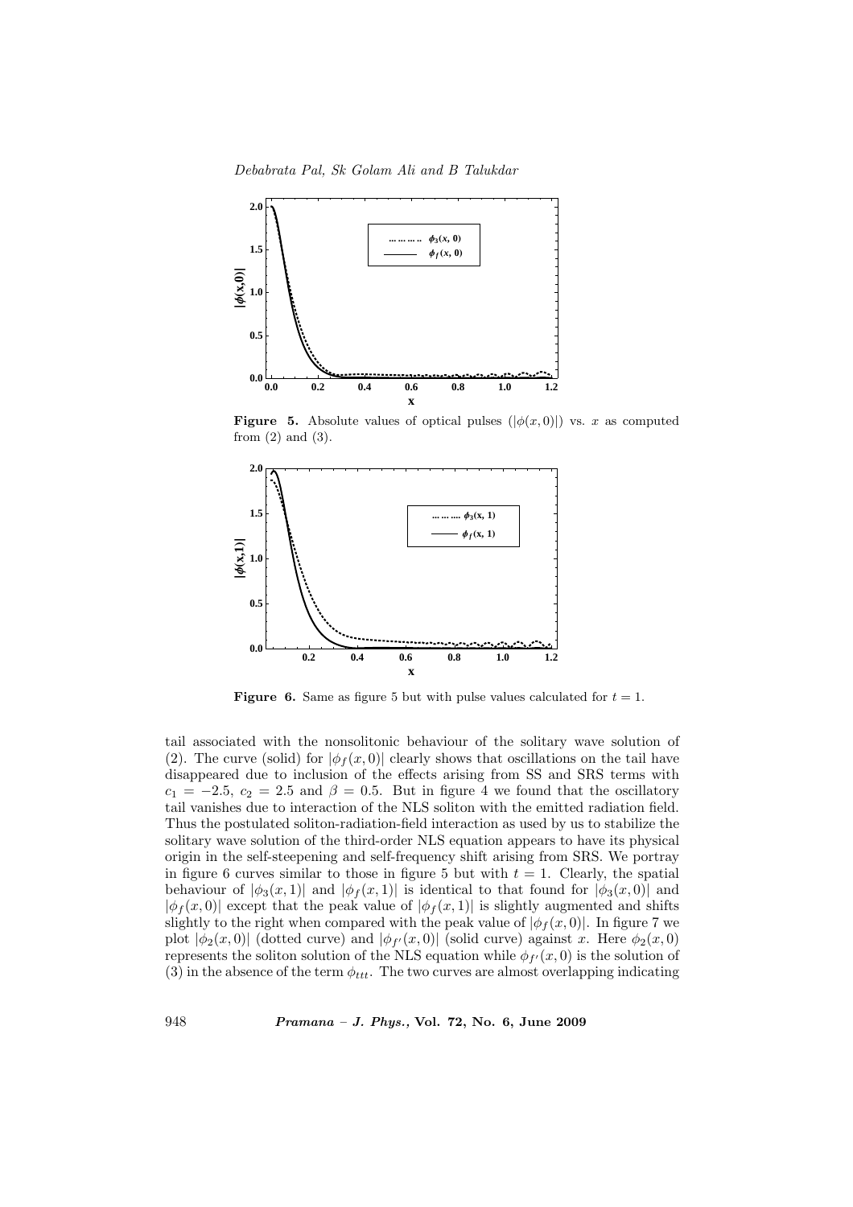**Figure 5.** Absolute values of optical pulses ($|\phi(x, 0)|$) vs. $x$ as computed from (2) and (3).

**Figure 6.** Same as figure 5 but with pulse values calculated for $t = 1$.

tail associated with the nonsolitonic behaviour of the solitary wave solution of (2). The curve (solid) for $|\phi_f(x, 0)|$ clearly shows that oscillations on the tail have disappeared due to inclusion of the effects arising from SS and SRS terms with $c_1 = -2.5$, $c_2 = 2.5$ and $\beta = 0.5$. But in figure 4 we found that the oscillatory tail vanishes due to interaction of the NLS soliton with the emitted radiation field. Thus the postulated soliton-radiation-field interaction as used by us to stabilize the solitary wave solution of the third-order NLS equation appears to have its physical origin in the self-steepening and self-frequency shift arising from SRS. We portray in figure 6 curves similar to those in figure 5 but with $t = 1$. Clearly, the spatial behaviour of $|\phi_3(x, 1)|$ and $|\phi_f(x, 1)|$ is identical to that found for $|\phi_3(x, 0)|$ and $|\phi_f(x, 0)|$ except that the peak value of $|\phi_f(x, 1)|$ is slightly augmented and shifts slightly to the right when compared with the peak value of $|\phi_f(x, 0)|$. In figure 7 we plot $|\phi_2(x, 0)|$ (dotted curve) and $|\phi_{f'}(x, 0)|$ (solid curve) against $x$. Here $\phi_2(x, 0)$ represents the soliton solution of the NLS equation while $\phi_{f'}(x, 0)$ is the solution of (3) in the absence of the term $\phi_{ttt}$. The two curves are almost overlapping indicating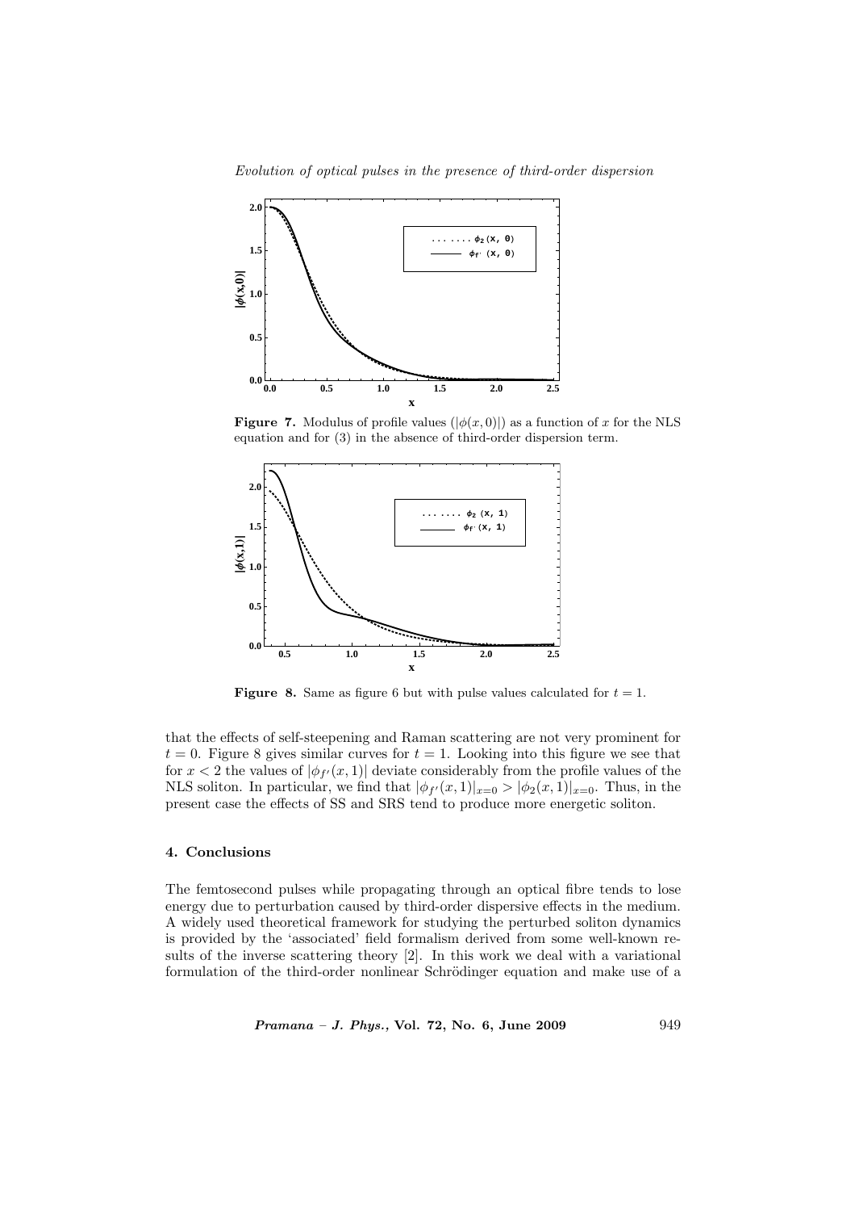**Figure 7.** Modulus of profile values ($|\phi(x, 0)|$) as a function of $x$ for the NLS equation and for (3) in the absence of third-order dispersion term.

**Figure 8.** Same as figure 6 but with pulse values calculated for $t = 1$.

that the effects of self-steepening and Raman scattering are not very prominent for $t = 0$. Figure 8 gives similar curves for $t = 1$. Looking into this figure we see that for $x < 2$ the values of $|\phi_{f'}(x, 1)|$ deviate considerably from the profile values of the NLS soliton. In particular, we find that $|\phi_{f'}(x, 1)|_{x=0} > |\phi_2(x, 1)|_{x=0}$. Thus, in the present case the effects of SS and SRS tend to produce more energetic soliton.

## 4. Conclusions

The femtosecond pulses while propagating through an optical fibre tends to lose energy due to perturbation caused by third-order dispersive effects in the medium. A widely used theoretical framework for studying the perturbed soliton dynamics is provided by the 'associated' field formalism derived from some well-known results of the inverse scattering theory [2]. In this work we deal with a variational formulation of the third-order nonlinear Schrödinger equation and make use of a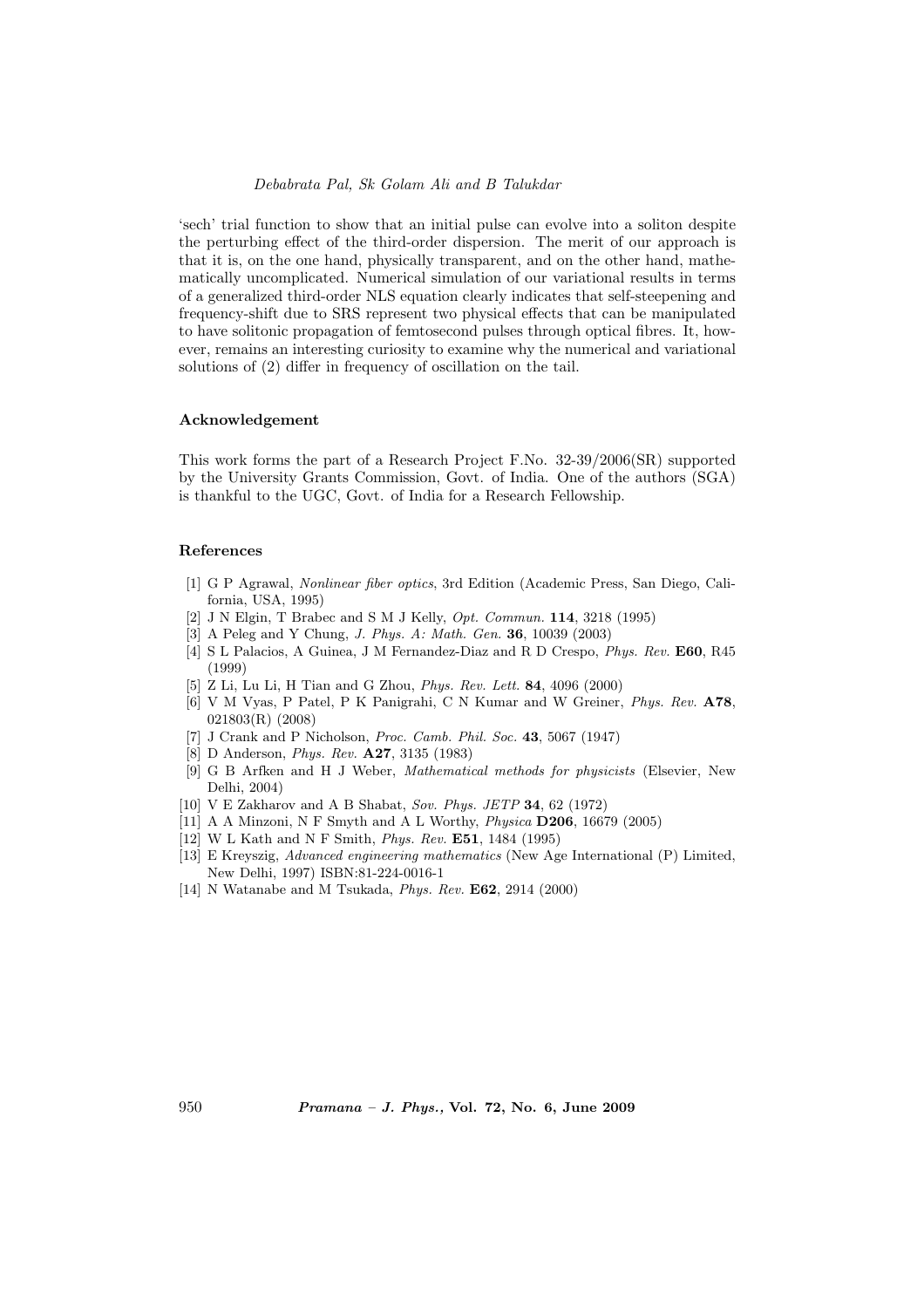'sech' trial function to show that an initial pulse can evolve into a soliton despite the perturbing effect of the third-order dispersion. The merit of our approach is that it is, on the one hand, physically transparent, and on the other hand, mathematically uncomplicated. Numerical simulation of our variational results in terms of a generalized third-order NLS equation clearly indicates that self-steepening and frequency-shift due to SRS represent two physical effects that can be manipulated to have solitonic propagation of femtosecond pulses through optical fibres. It, however, remains an interesting curiosity to examine why the numerical and variational solutions of (2) differ in frequency of oscillation on the tail.

### Acknowledgement

This work forms the part of a Research Project F.No. 32-39/2006(SR) supported by the University Grants Commission, Govt. of India. One of the authors (SGA) is thankful to the UGC, Govt. of India for a Research Fellowship.

### References

[1] G P Agrawal, *Nonlinear fiber optics*, 3rd Edition (Academic Press, San Diego, California, USA, 1995)

[2] J N Elgin, T Brabec and S M J Kelly, *Opt. Commun.* **114**, 3218 (1995)

[3] A Peleg and Y Chung, *J. Phys. A: Math. Gen.* **36**, 10039 (2003)

[4] S L Palacios, A Guinea, J M Fernandez-Diaz and R D Crespo, *Phys. Rev.* **E60**, R45 (1999)

[5] Z Li, Lu Li, H Tian and G Zhou, *Phys. Rev. Lett.* **84**, 4096 (2000)

[6] V M Vyas, P Patel, P K Panigrahi, C N Kumar and W Greiner, *Phys. Rev.* **A78**, 021803(R) (2008)

[7] J Crank and P Nicholson, *Proc. Camb. Phil. Soc.* **43**, 5067 (1947)

[8] D Anderson, *Phys. Rev.* **A27**, 3135 (1983)

[9] G B Arfken and H J Weber, *Mathematical methods for physicists* (Elsevier, New Delhi, 2004)

[10] V E Zakharov and A B Shabat, *Sov. Phys. JETP* **34**, 62 (1972)

[11] A A Minzoni, N F Smyth and A L Worthy, *Physica* **D206**, 16679 (2005)

[12] W L Kath and N F Smith, *Phys. Rev.* **E51**, 1484 (1995)

[13] E Kreyszig, *Advanced engineering mathematics* (New Age International (P) Limited, New Delhi, 1997) ISBN:81-224-0016-1

[14] N Watanabe and M Tsukada, *Phys. Rev.* **E62**, 2914 (2000)